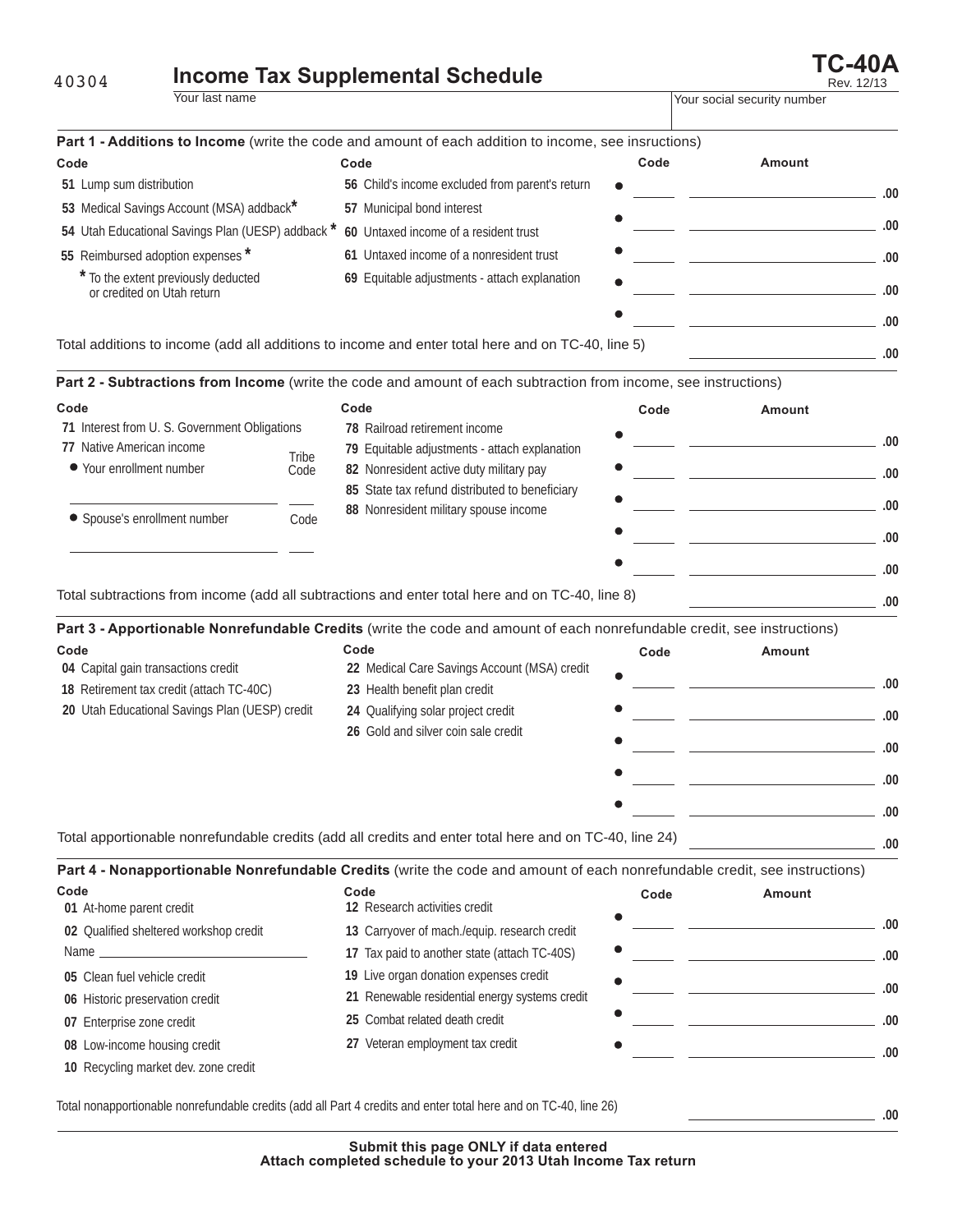40304

# Income Tax Supplemental Schedule

**TC-40A**
Rev. 12/13

Your last name | Your social security number

## Part 1 - Additions to Income (write the code and amount of each addition to income, see insructions)

| Code | Code |
|---|---|
| 51 Lump sum distribution | 56 Child's income excluded from parent's return |
| 53 Medical Savings Account (MSA) addback* | 57 Municipal bond interest |
| 54 Utah Educational Savings Plan (UESP) addback * | 60 Untaxed income of a resident trust |
| 55 Reimbursed adoption expenses * | 61 Untaxed income of a nonresident trust |
| * To the extent previously deducted or credited on Utah return | 69 Equitable adjustments - attach explanation |

| Code | Amount |
|---|---|
| ● ______ | ______ .00 |
| ● ______ | ______ .00 |
| ● ______ | ______ .00 |
| ● ______ | ______ .00 |
| ● ______ | ______ .00 |

Total additions to income (add all additions to income and enter total here and on TC-40, line 5) ______ .00

## Part 2 - Subtractions from Income (write the code and amount of each subtraction from income, see instructions)

| Code | Code |
|---|---|
| 71 Interest from U. S. Government Obligations | 78 Railroad retirement income |
| 77 Native American income | 79 Equitable adjustments - attach explanation |
| ● Your enrollment number ______ Tribe Code ____ | 82 Nonresident active duty military pay |
| | 85 State tax refund distributed to beneficiary |
| ● Spouse's enrollment number ______ Code ____ | 88 Nonresident military spouse income |

| Code | Amount |
|---|---|
| ● ______ | ______ .00 |
| ● ______ | ______ .00 |
| ● ______ | ______ .00 |
| ● ______ | ______ .00 |
| ● ______ | ______ .00 |

Total subtractions from income (add all subtractions and enter total here and on TC-40, line 8) ______ .00

## Part 3 - Apportionable Nonrefundable Credits (write the code and amount of each nonrefundable credit, see instructions)

| Code | Code |
|---|---|
| 04 Capital gain transactions credit | 22 Medical Care Savings Account (MSA) credit |
| 18 Retirement tax credit (attach TC-40C) | 23 Health benefit plan credit |
| 20 Utah Educational Savings Plan (UESP) credit | 24 Qualifying solar project credit |
| | 26 Gold and silver coin sale credit |

| Code | Amount |
|---|---|
| ● ______ | ______ .00 |
| ● ______ | ______ .00 |
| ● ______ | ______ .00 |
| ● ______ | ______ .00 |
| ● ______ | ______ .00 |

Total apportionable nonrefundable credits (add all credits and enter total here and on TC-40, line 24) ______ .00

## Part 4 - Nonapportionable Nonrefundable Credits (write the code and amount of each nonrefundable credit, see instructions)

| Code | Code |
|---|---|
| 01 At-home parent credit | 12 Research activities credit |
| 02 Qualified sheltered workshop credit | 13 Carryover of mach./equip. research credit |
| Name ______ | 17 Tax paid to another state (attach TC-40S) |
| 05 Clean fuel vehicle credit | 19 Live organ donation expenses credit |
| 06 Historic preservation credit | 21 Renewable residential energy systems credit |
| 07 Enterprise zone credit | 25 Combat related death credit |
| 08 Low-income housing credit | 27 Veteran employment tax credit |
| 10 Recycling market dev. zone credit | |

| Code | Amount |
|---|---|
| ● ______ | ______ .00 |
| ● ______ | ______ .00 |
| ● ______ | ______ .00 |
| ● ______ | ______ .00 |
| ● ______ | ______ .00 |

Total nonapportionable nonrefundable credits (add all Part 4 credits and enter total here and on TC-40, line 26) ______ .00

**Submit this page ONLY if data entered**
**Attach completed schedule to your 2013 Utah Income Tax return**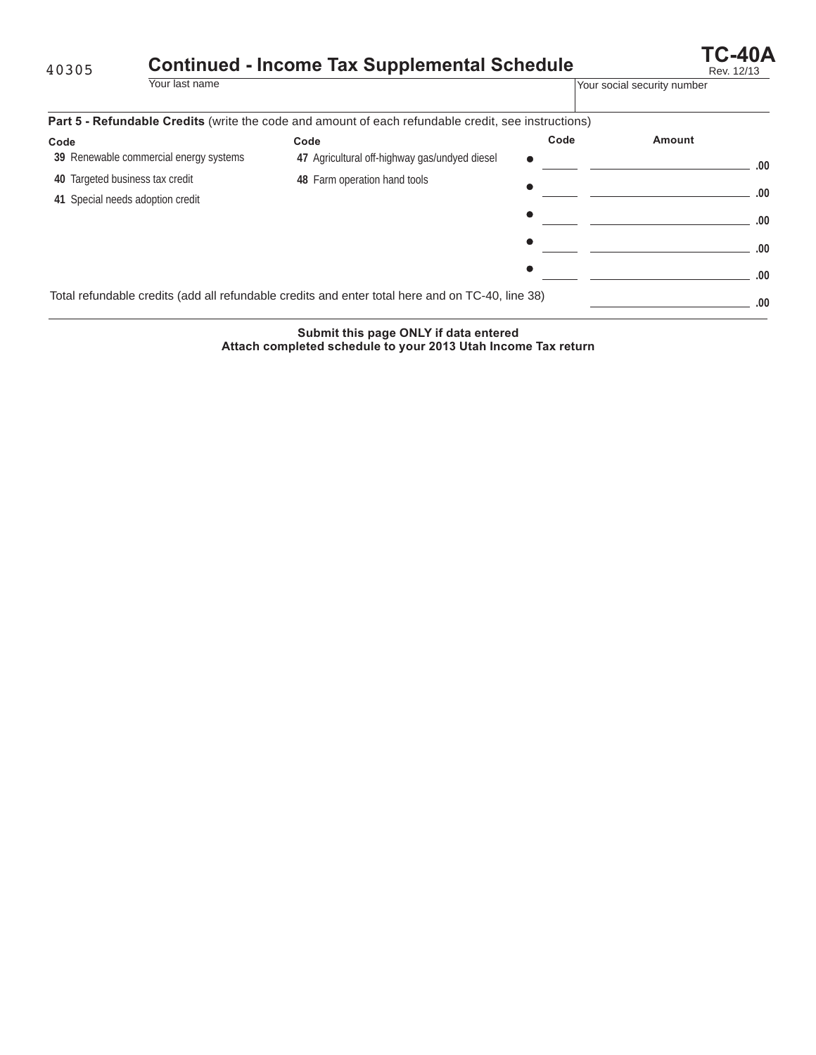40305

# Continued - Income Tax Supplemental Schedule

**TC-40A**
Rev. 12/13

Your last name | Your social security number

**Part 5 - Refundable Credits** (write the code and amount of each refundable credit, see instructions)

| Code | Code |
|---|---|
| **39** Renewable commercial energy systems | **47** Agricultural off-highway gas/undyed diesel |
| **40** Targeted business tax credit | **48** Farm operation hand tools |
| **41** Special needs adoption credit | |

| Code | Amount |
|---|---|
| ● | .00 |
| ● | .00 |
| ● | .00 |
| ● | .00 |
| ● | .00 |

Total refundable credits (add all refundable credits and enter total here and on TC-40, line 38) .00

**Submit this page ONLY if data entered**
**Attach completed schedule to your 2013 Utah Income Tax return**